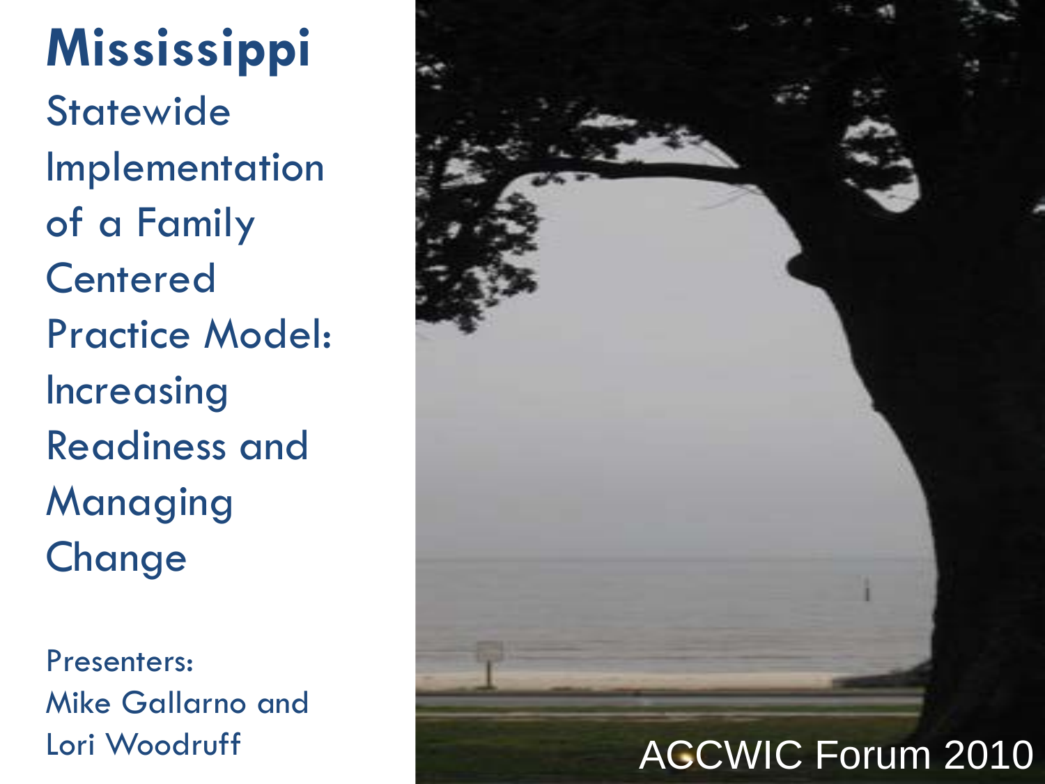# Mississippi

## Statewide Implementation of a Family Centered Practice Model: Increasing Readiness and Managing Change

Presenters:
Mike Gallarno and
Lori Woodruff

ACCWIC Forum 2010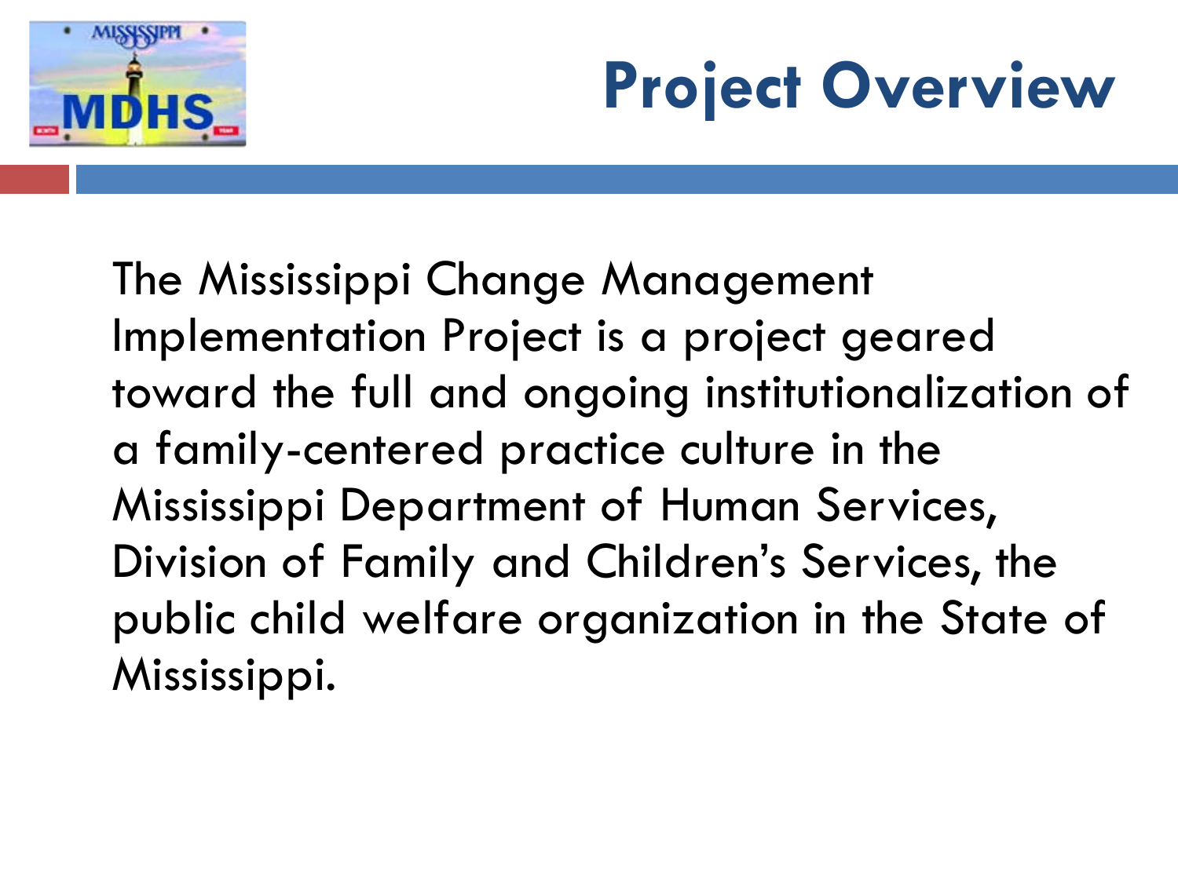# Project Overview

The Mississippi Change Management Implementation Project is a project geared toward the full and ongoing institutionalization of a family-centered practice culture in the Mississippi Department of Human Services, Division of Family and Children's Services, the public child welfare organization in the State of Mississippi.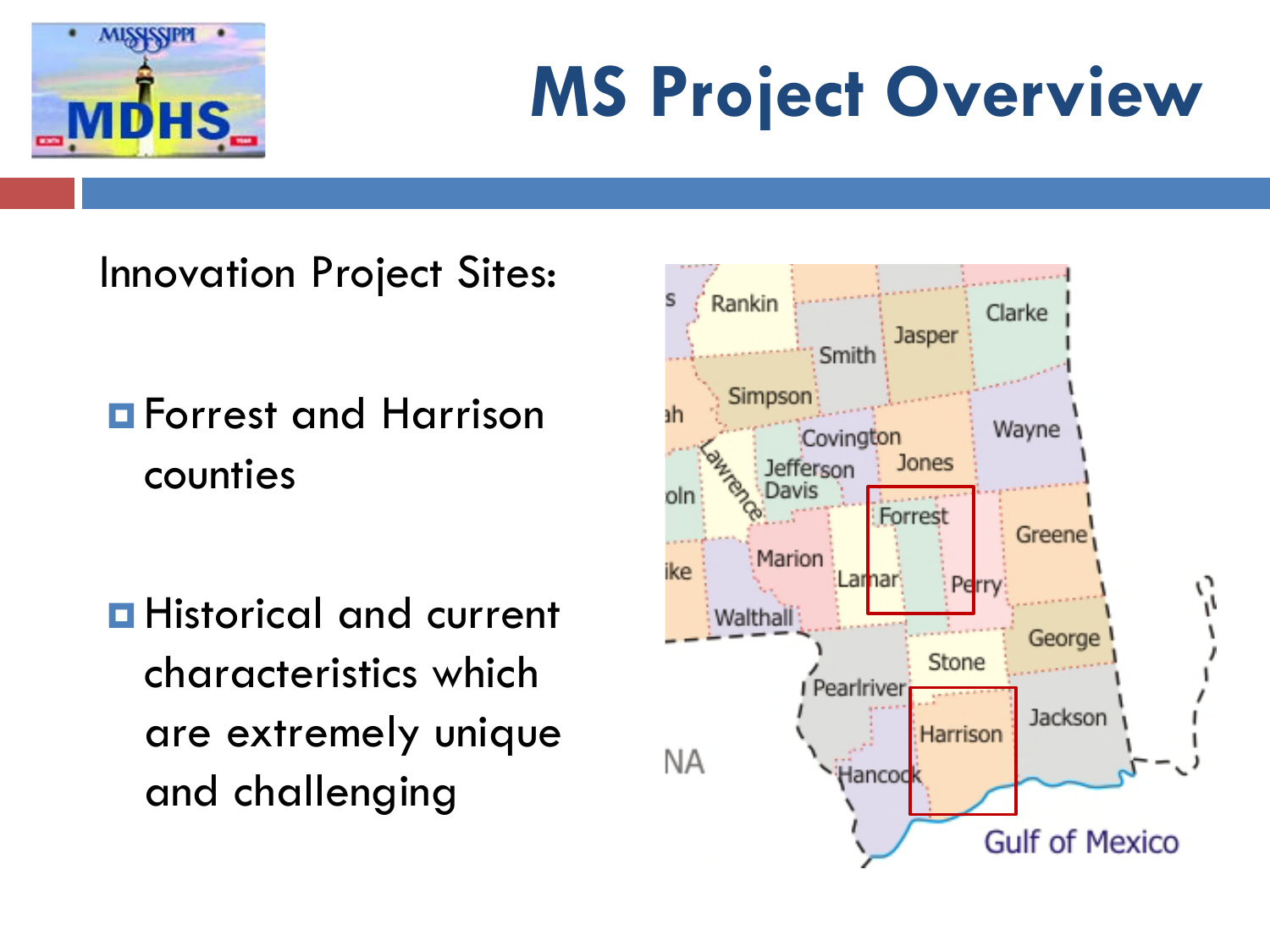# MS Project Overview

Innovation Project Sites:

- Forrest and Harrison counties
- Historical and current characteristics which are extremely unique and challenging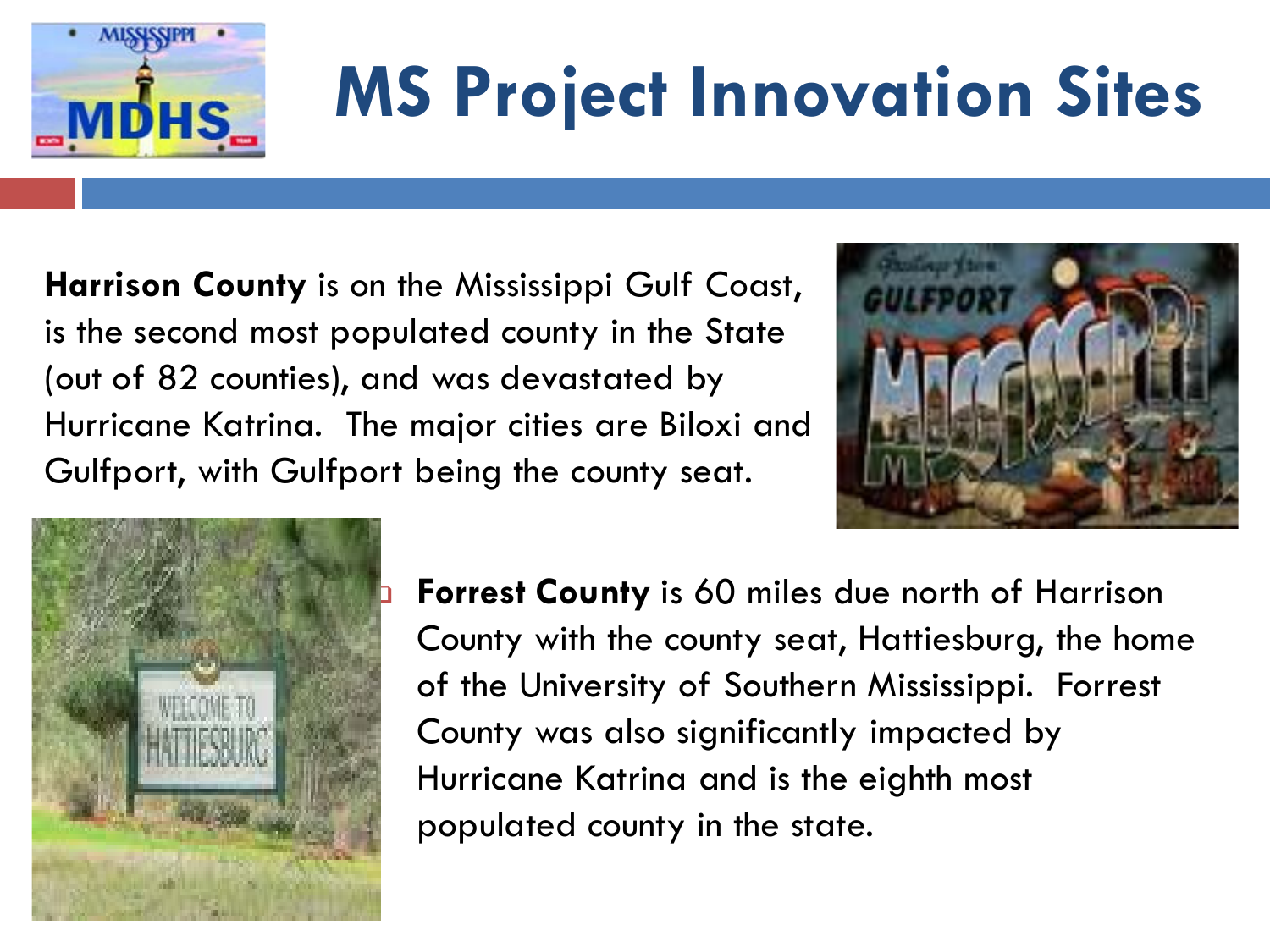# MS Project Innovation Sites

**Harrison County** is on the Mississippi Gulf Coast, is the second most populated county in the State (out of 82 counties), and was devastated by Hurricane Katrina. The major cities are Biloxi and Gulfport, with Gulfport being the county seat.

- **Forrest County** is 60 miles due north of Harrison County with the county seat, Hattiesburg, the home of the University of Southern Mississippi. Forrest County was also significantly impacted by Hurricane Katrina and is the eighth most populated county in the state.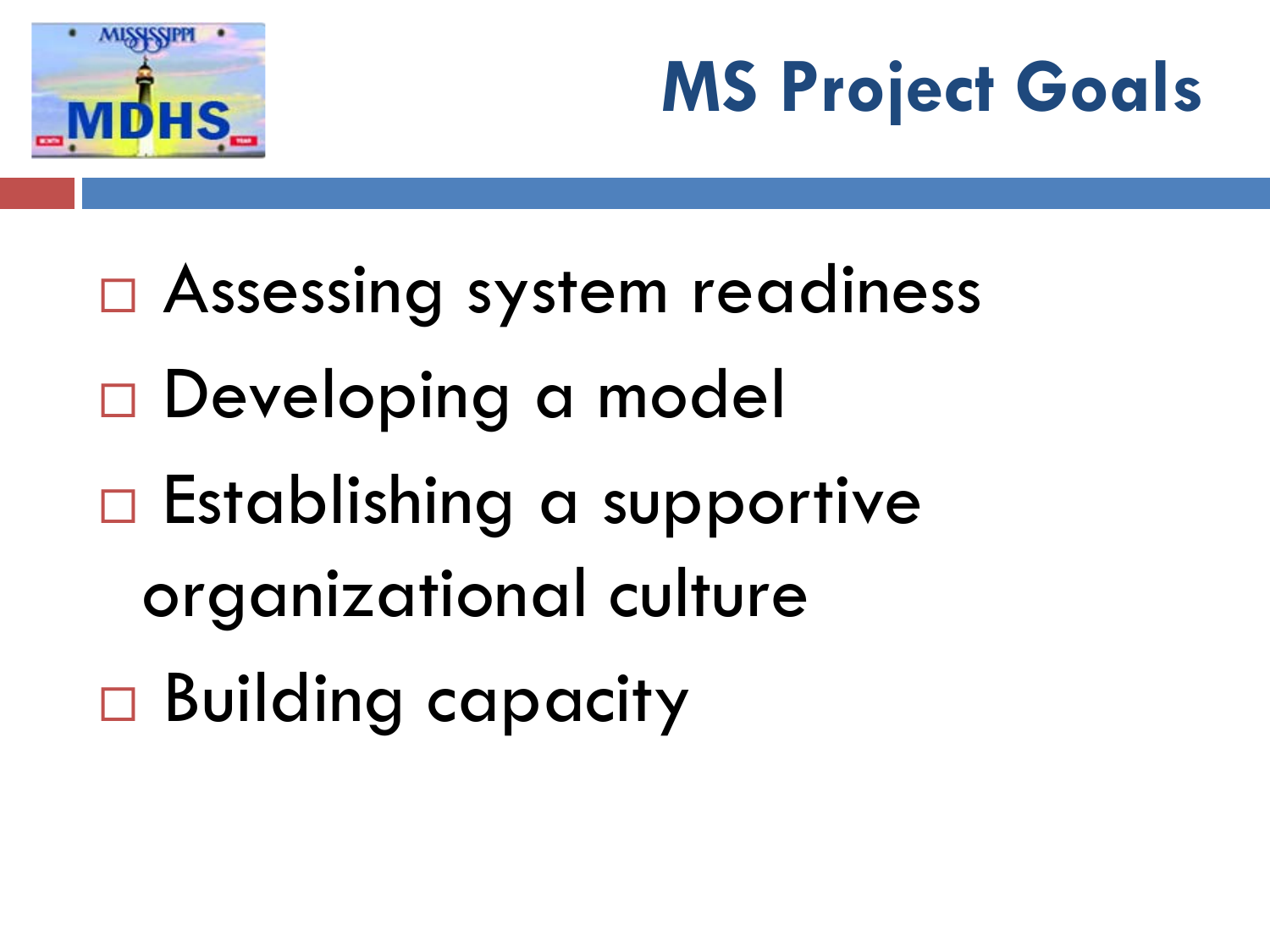# MS Project Goals

- Assessing system readiness
- Developing a model
- Establishing a supportive organizational culture
- Building capacity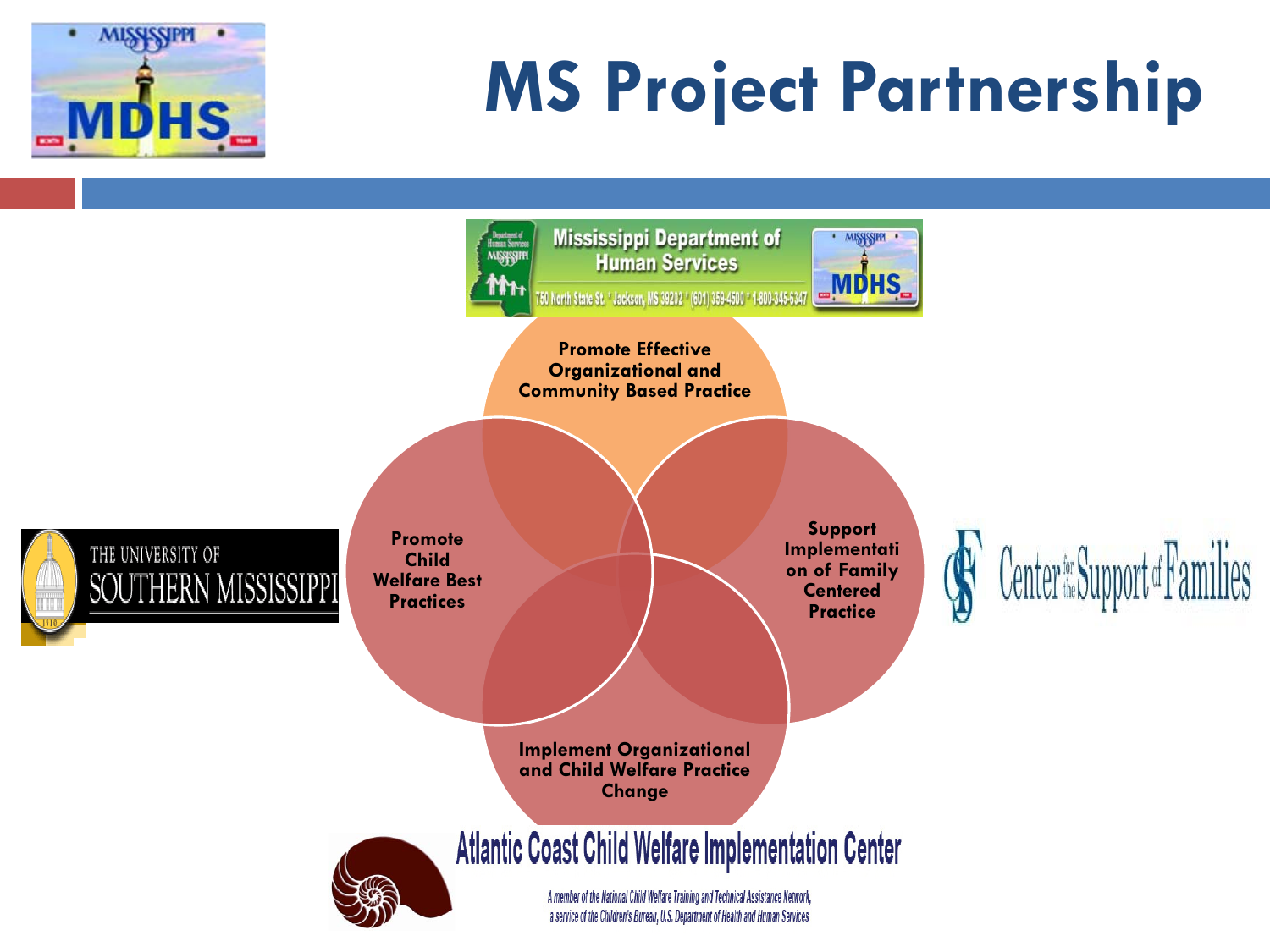# MS Project Partnership

Mississippi Department of Human Services

750 North State St. * Jackson, MS 39202 * (601) 359-4500 * 1-800-345-6347

- Promote Effective Organizational and Community Based Practice
- Promote Child Welfare Best Practices
- Support Implementation of Family Centered Practice
- Implement Organizational and Child Welfare Practice Change

The University of Southern Mississippi

Center for the Support of Families

Atlantic Coast Child Welfare Implementation Center

*A member of the National Child Welfare Training and Technical Assistance Network, a service of the Children's Bureau, U.S. Department of Health and Human Services*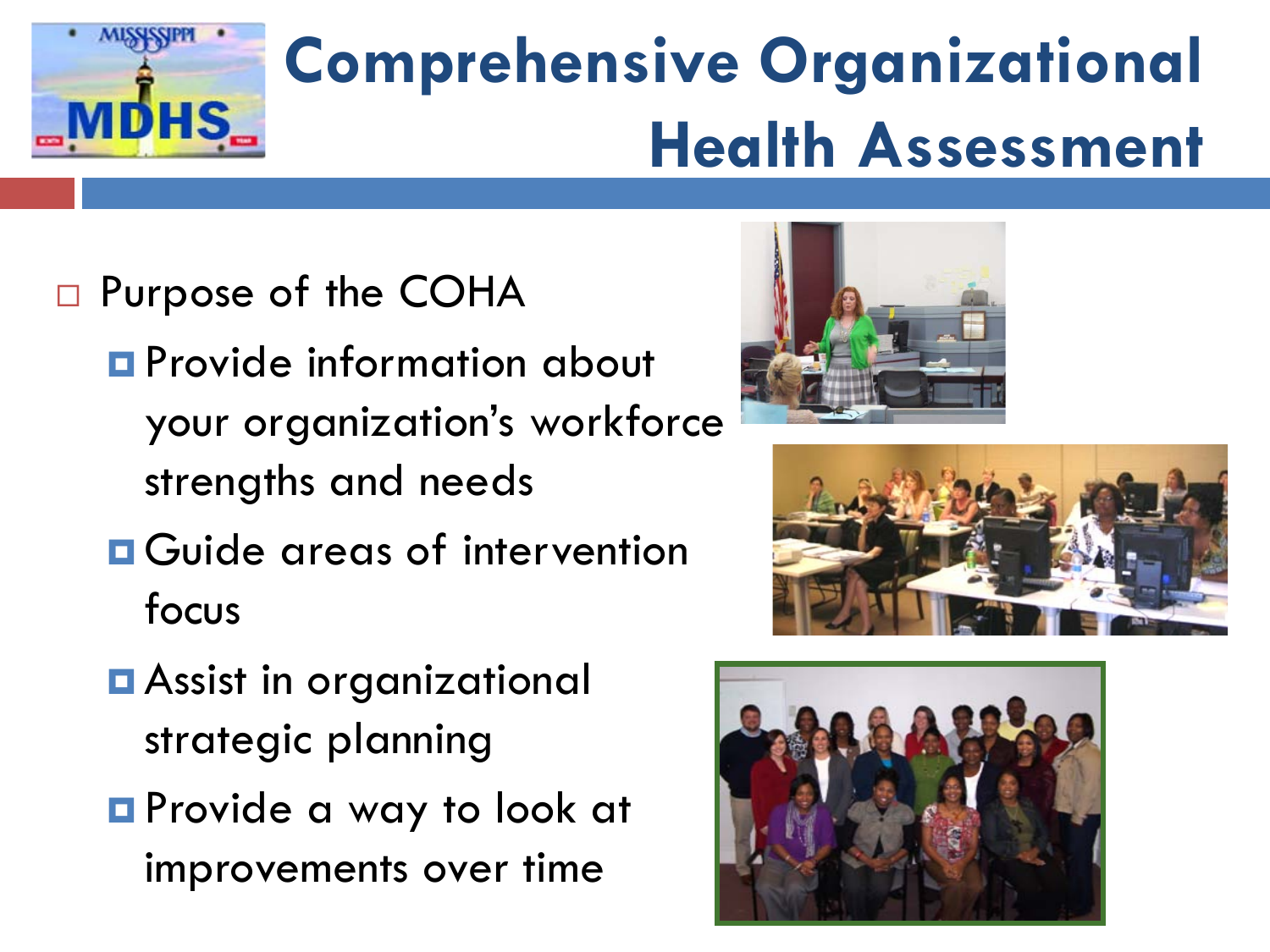# Comprehensive Organizational Health Assessment

- Purpose of the COHA
  - Provide information about your organization's workforce strengths and needs
  - Guide areas of intervention focus
  - Assist in organizational strategic planning
  - Provide a way to look at improvements over time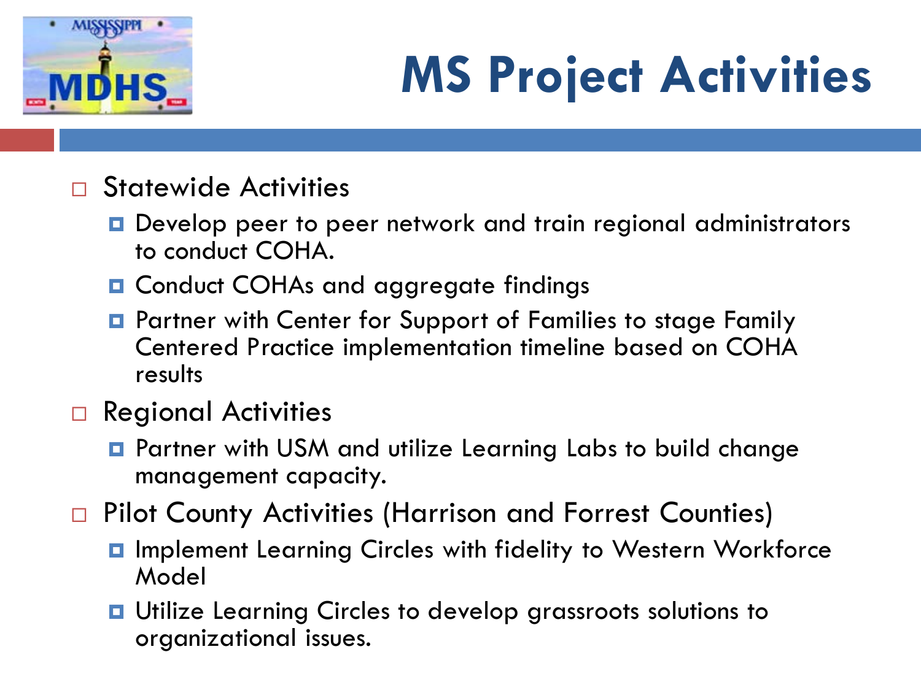# MS Project Activities

- Statewide Activities
  - Develop peer to peer network and train regional administrators to conduct COHA.
  - Conduct COHAs and aggregate findings
  - Partner with Center for Support of Families to stage Family Centered Practice implementation timeline based on COHA results
- Regional Activities
  - Partner with USM and utilize Learning Labs to build change management capacity.
- Pilot County Activities (Harrison and Forrest Counties)
  - Implement Learning Circles with fidelity to Western Workforce Model
  - Utilize Learning Circles to develop grassroots solutions to organizational issues.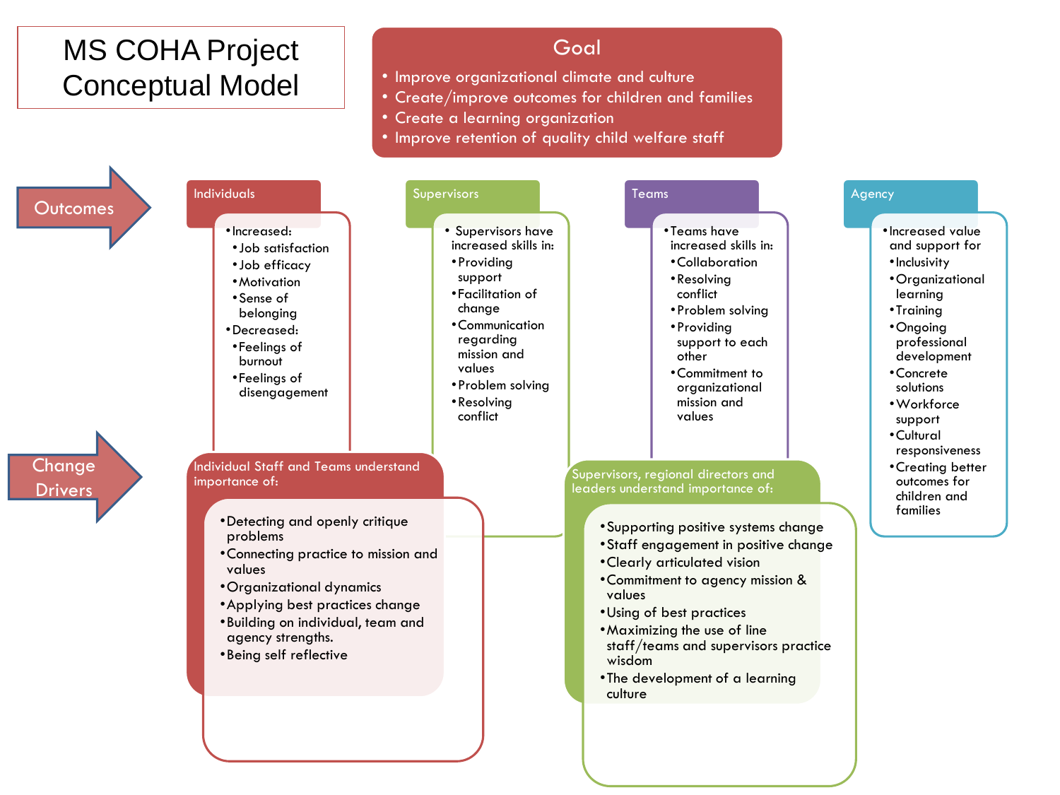# MS COHA Project Conceptual Model

## Goal

- Improve organizational climate and culture
- Create/improve outcomes for children and families
- Create a learning organization
- Improve retention of quality child welfare staff

## Outcomes

### Individuals

- Increased:
  - Job satisfaction
  - Job efficacy
  - Motivation
  - Sense of belonging
- Decreased:
  - Feelings of burnout
  - Feelings of disengagement

### Supervisors

- Supervisors have increased skills in:
  - Providing support
  - Facilitation of change
  - Communication regarding mission and values
  - Problem solving
  - Resolving conflict

### Teams

- Teams have increased skills in:
  - Collaboration
  - Resolving conflict
  - Problem solving
  - Providing support to each other
  - Commitment to organizational mission and values

### Agency

- Increased value and support for
  - Inclusivity
  - Organizational learning
  - Training
  - Ongoing professional development
  - Concrete solutions
  - Workforce support
  - Cultural responsiveness
  - Creating better outcomes for children and families

## Change Drivers

### Individual Staff and Teams understand importance of:

- Detecting and openly critique problems
- Connecting practice to mission and values
- Organizational dynamics
- Applying best practices change
- Building on individual, team and agency strengths.
- Being self reflective

### Supervisors, regional directors and leaders understand importance of:

- Supporting positive systems change
- Staff engagement in positive change
- Clearly articulated vision
- Commitment to agency mission & values
- Using of best practices
- Maximizing the use of line staff/teams and supervisors practice wisdom
- The development of a learning culture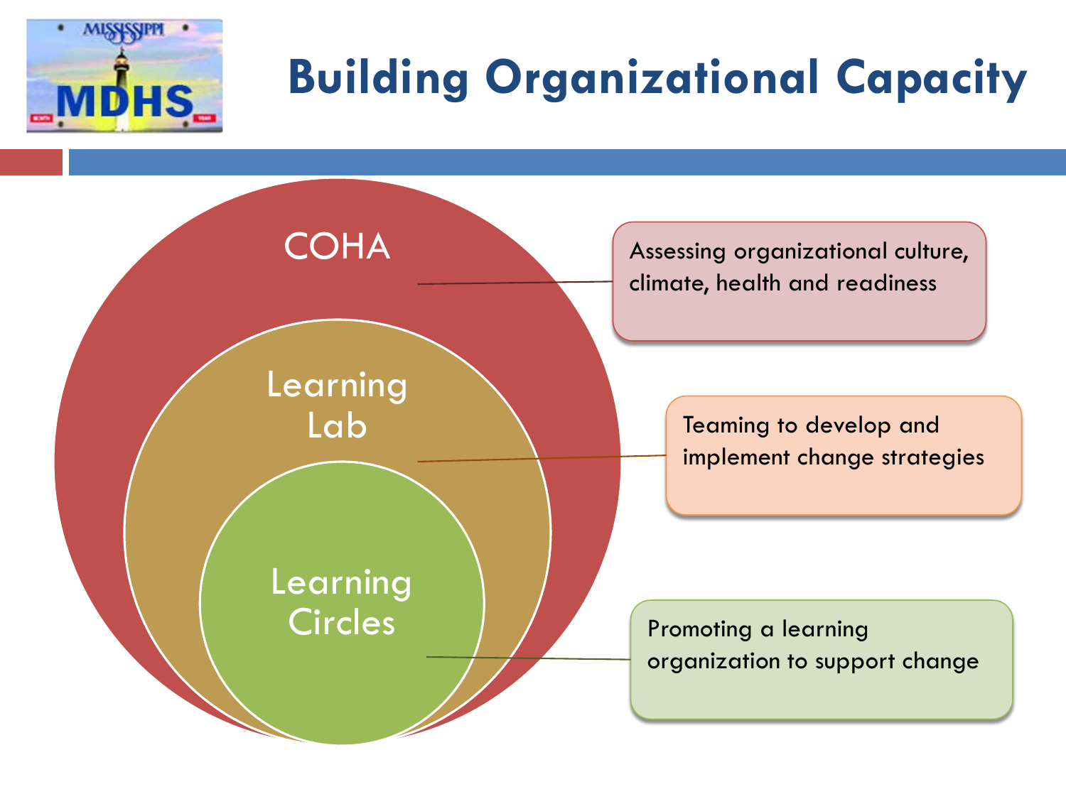# Building Organizational Capacity

- **COHA** — Assessing organizational culture, climate, health and readiness
- **Learning Lab** — Teaming to develop and implement change strategies
- **Learning Circles** — Promoting a learning organization to support change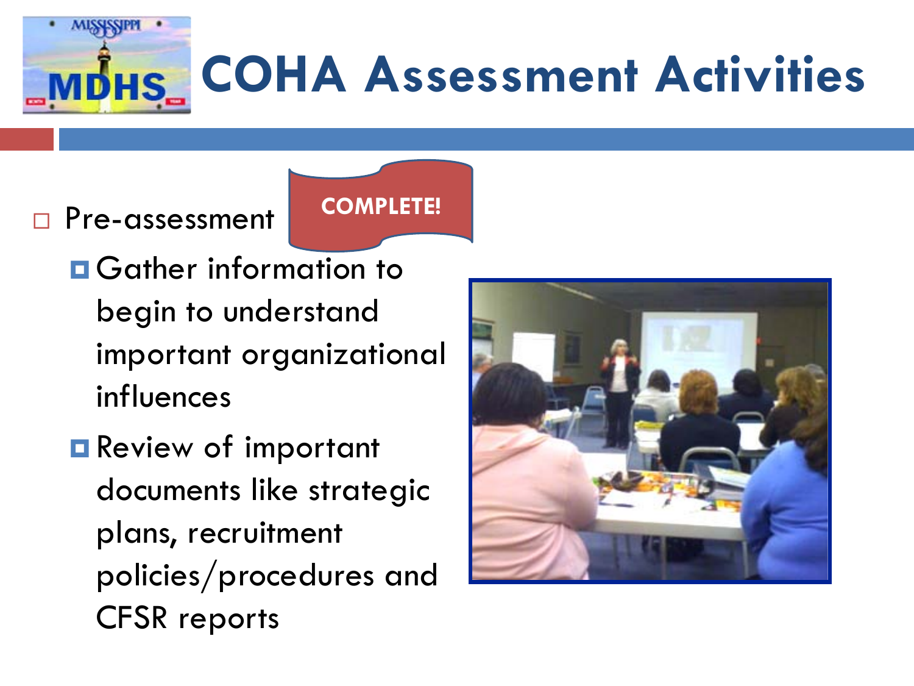# COHA Assessment Activities

- Pre-assessment **COMPLETE!**
  - Gather information to begin to understand important organizational influences
  - Review of important documents like strategic plans, recruitment policies/procedures and CFSR reports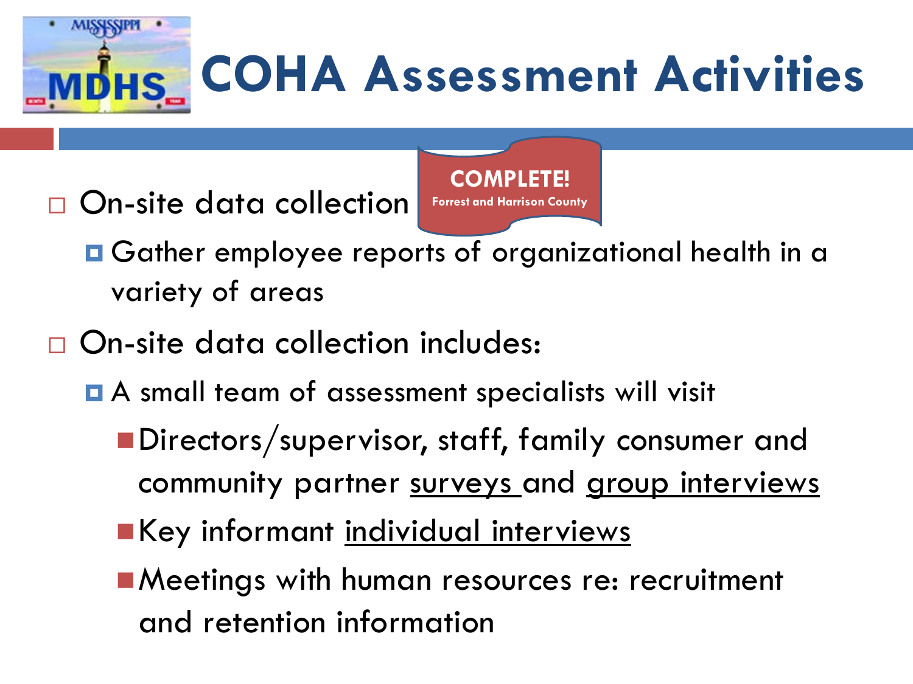# COHA Assessment Activities

**COMPLETE!**
**Forrest and Harrison County**

- On-site data collection
  - Gather employee reports of organizational health in a variety of areas
- On-site data collection includes:
  - A small team of assessment specialists will visit
    - Directors/supervisor, staff, family consumer and community partner <u>surveys</u> and <u>group interviews</u>
    - Key informant <u>individual interviews</u>
    - Meetings with human resources re: recruitment and retention information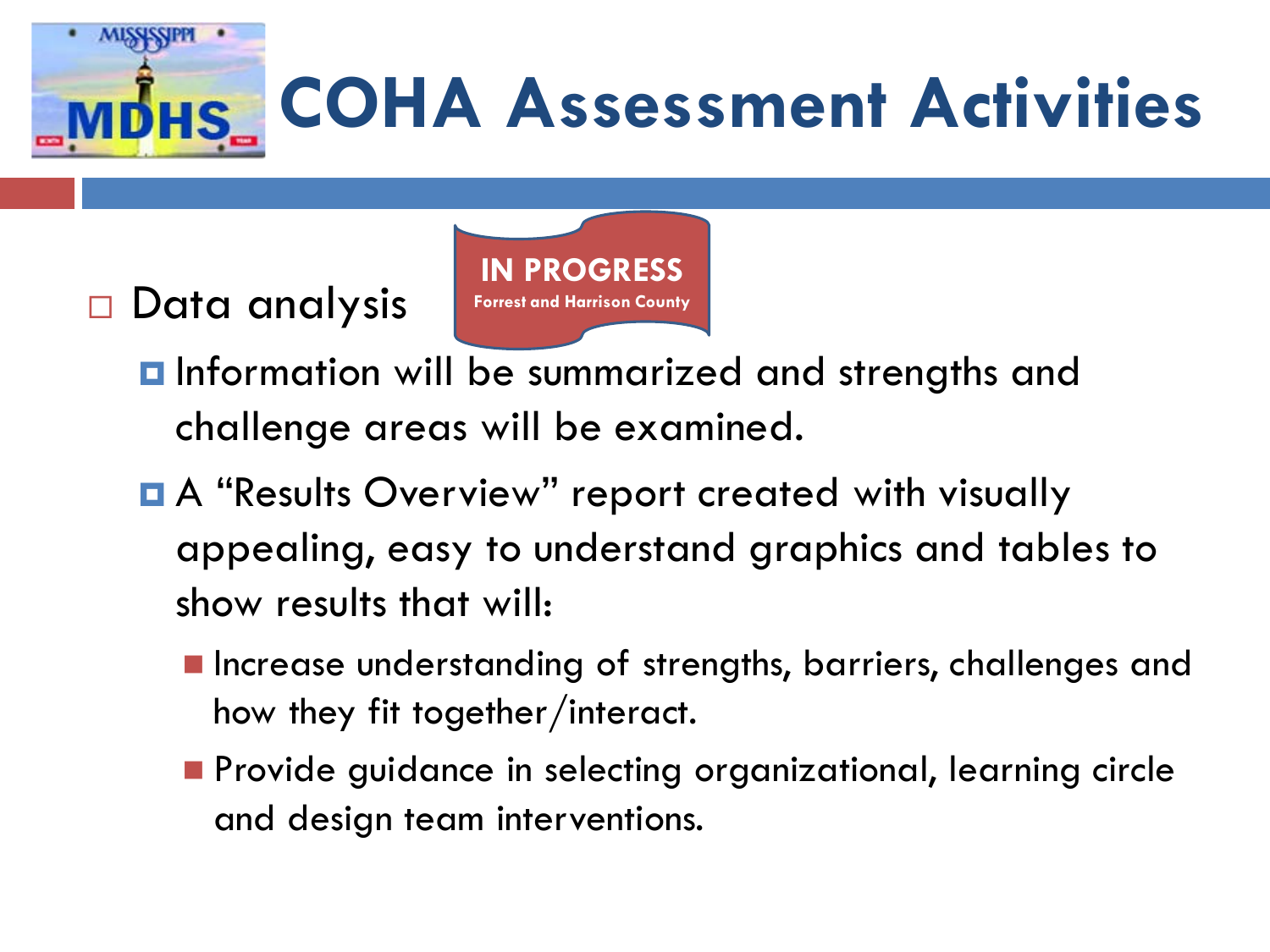# COHA Assessment Activities

- Data analysis

  **IN PROGRESS**
  **Forrest and Harrison County**

  - Information will be summarized and strengths and challenge areas will be examined.
  - A "Results Overview" report created with visually appealing, easy to understand graphics and tables to show results that will:
    - Increase understanding of strengths, barriers, challenges and how they fit together/interact.
    - Provide guidance in selecting organizational, learning circle and design team interventions.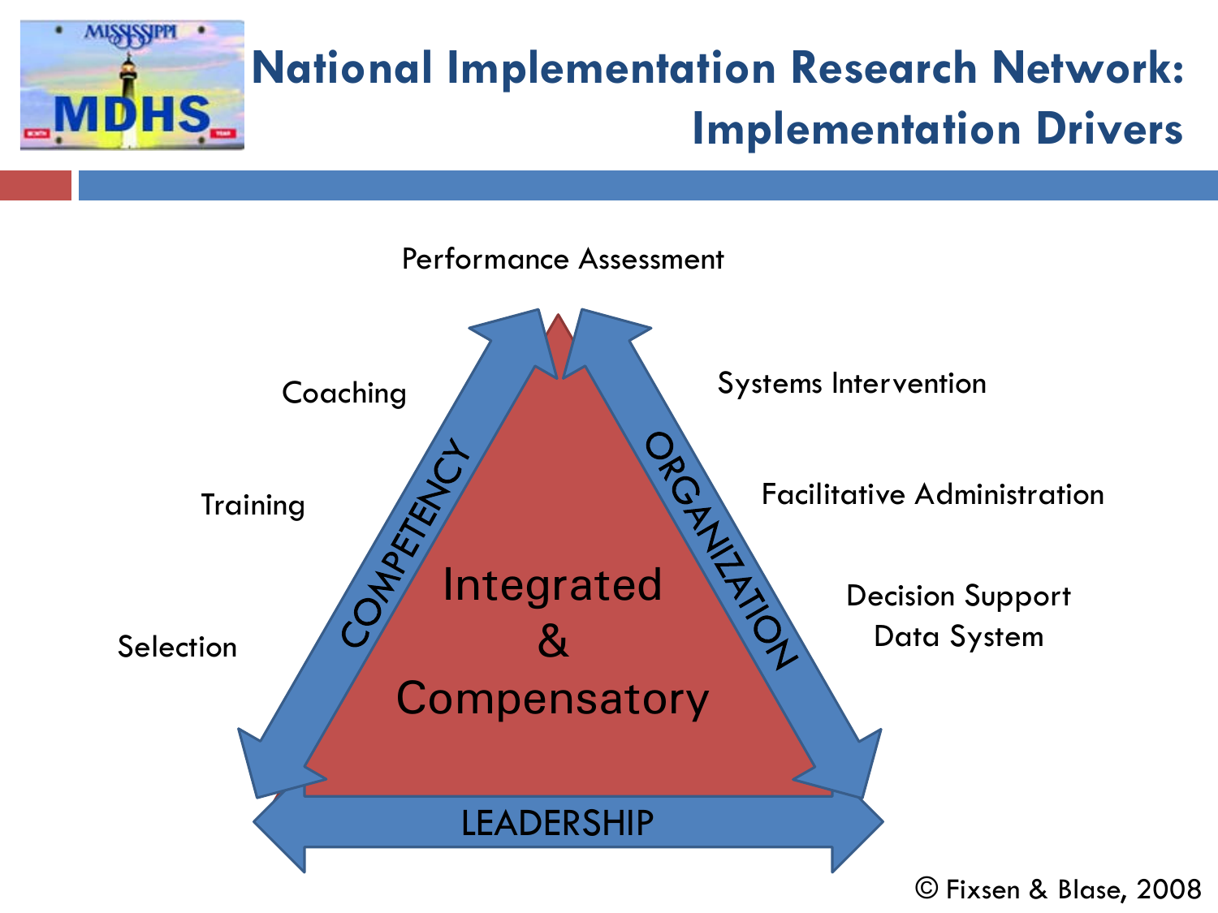# National Implementation Research Network: Implementation Drivers

Performance Assessment

Coaching

Training

Selection

COMPETENCY

Systems Intervention

Facilitative Administration

Decision Support Data System

ORGANIZATION

Integrated & Compensatory

LEADERSHIP

© Fixsen & Blase, 2008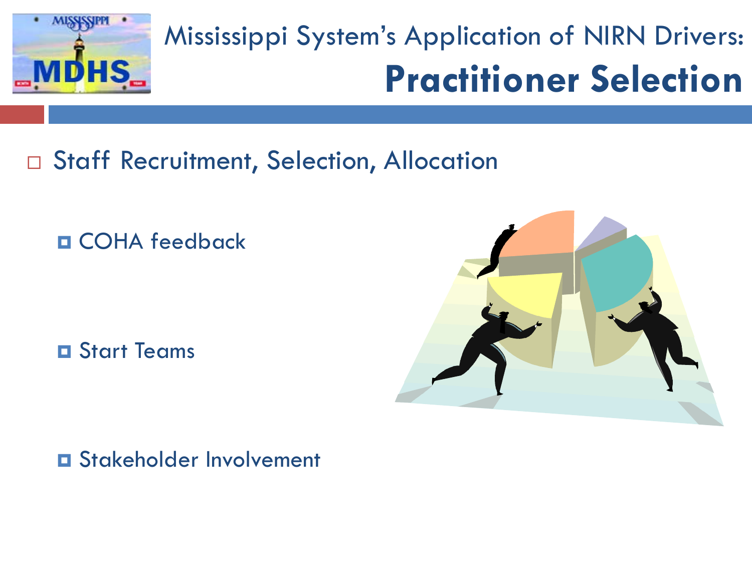# Mississippi System's Application of NIRN Drivers: **Practitioner Selection**

- Staff Recruitment, Selection, Allocation
  - COHA feedback
  - Start Teams
  - Stakeholder Involvement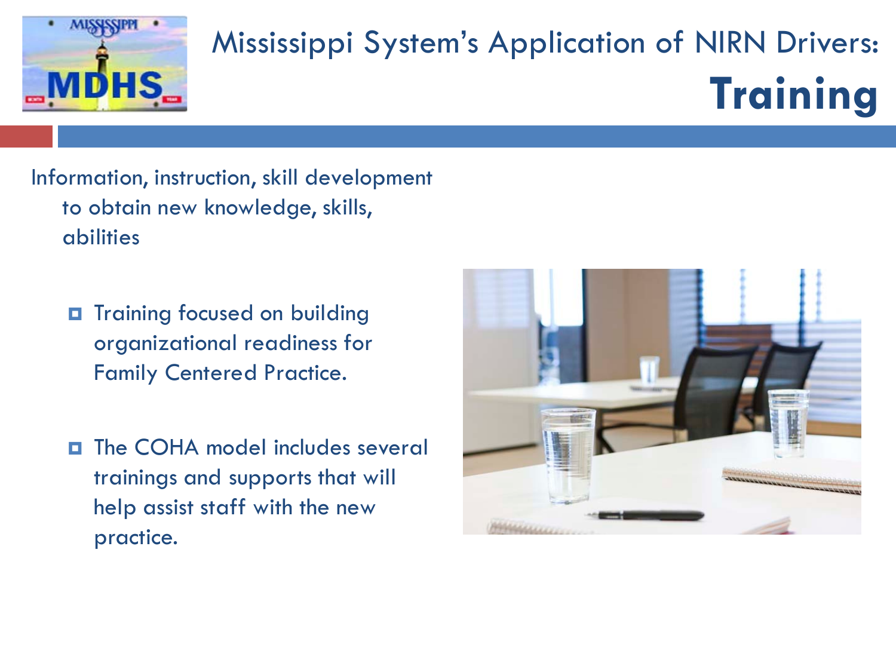# Mississippi System's Application of NIRN Drivers: **Training**

Information, instruction, skill development to obtain new knowledge, skills, abilities

- Training focused on building organizational readiness for Family Centered Practice.
- The COHA model includes several trainings and supports that will help assist staff with the new practice.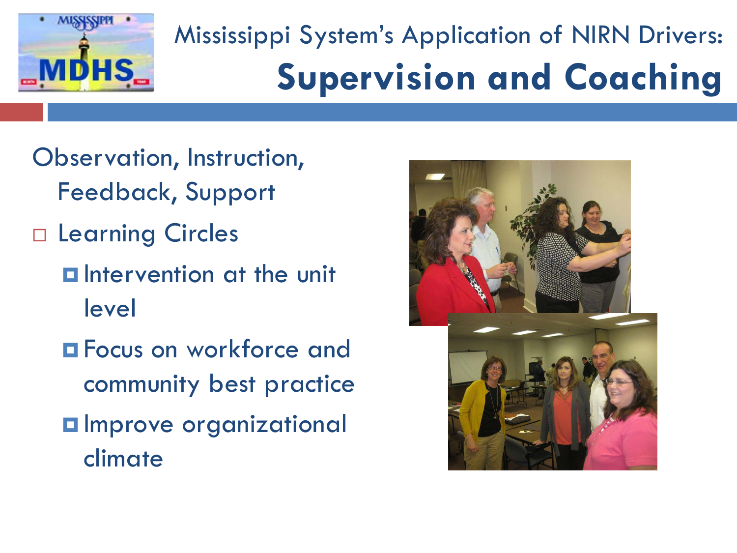# Mississippi System's Application of NIRN Drivers: Supervision and Coaching

Observation, Instruction, Feedback, Support

- Learning Circles
  - Intervention at the unit level
  - Focus on workforce and community best practice
  - Improve organizational climate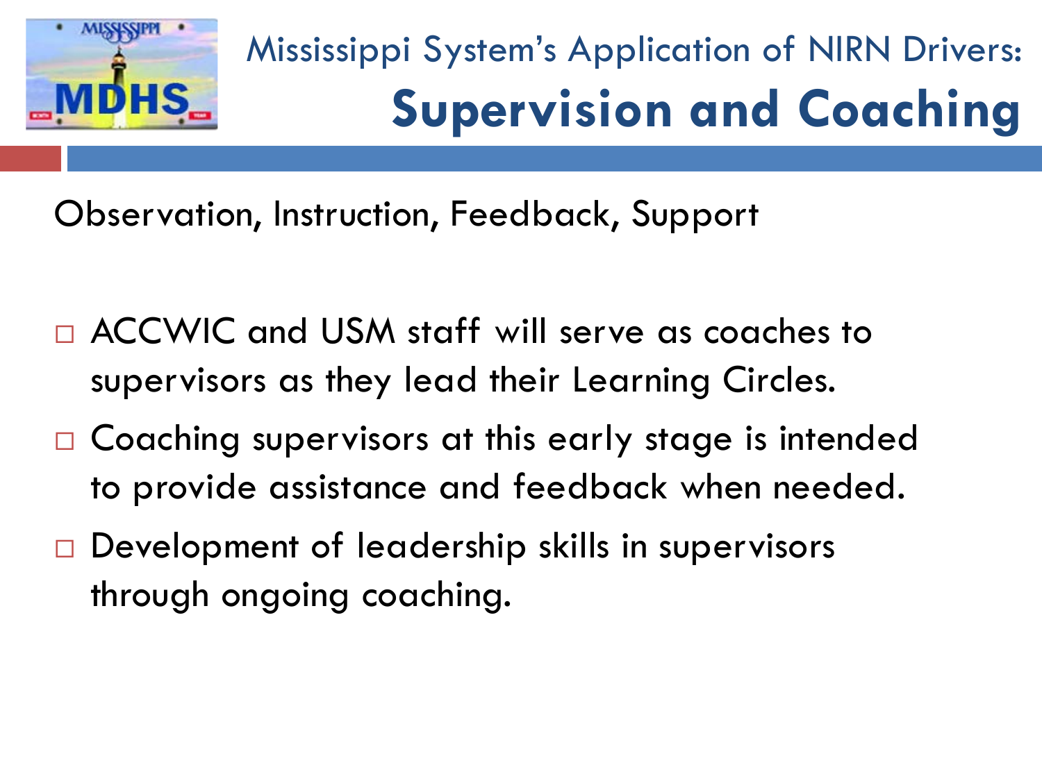# Mississippi System's Application of NIRN Drivers: **Supervision and Coaching**

Observation, Instruction, Feedback, Support

- ACCWIC and USM staff will serve as coaches to supervisors as they lead their Learning Circles.
- Coaching supervisors at this early stage is intended to provide assistance and feedback when needed.
- Development of leadership skills in supervisors through ongoing coaching.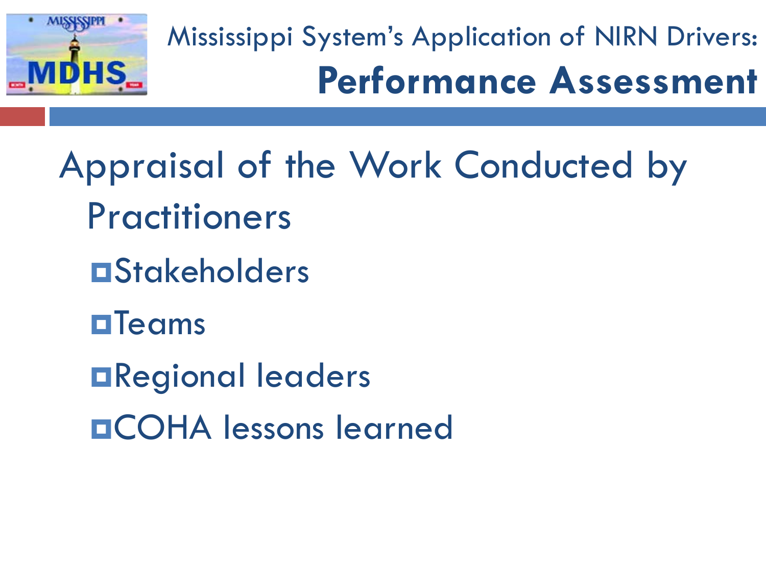# Mississippi System's Application of NIRN Drivers: **Performance Assessment**

Appraisal of the Work Conducted by Practitioners

- Stakeholders
- Teams
- Regional leaders
- COHA lessons learned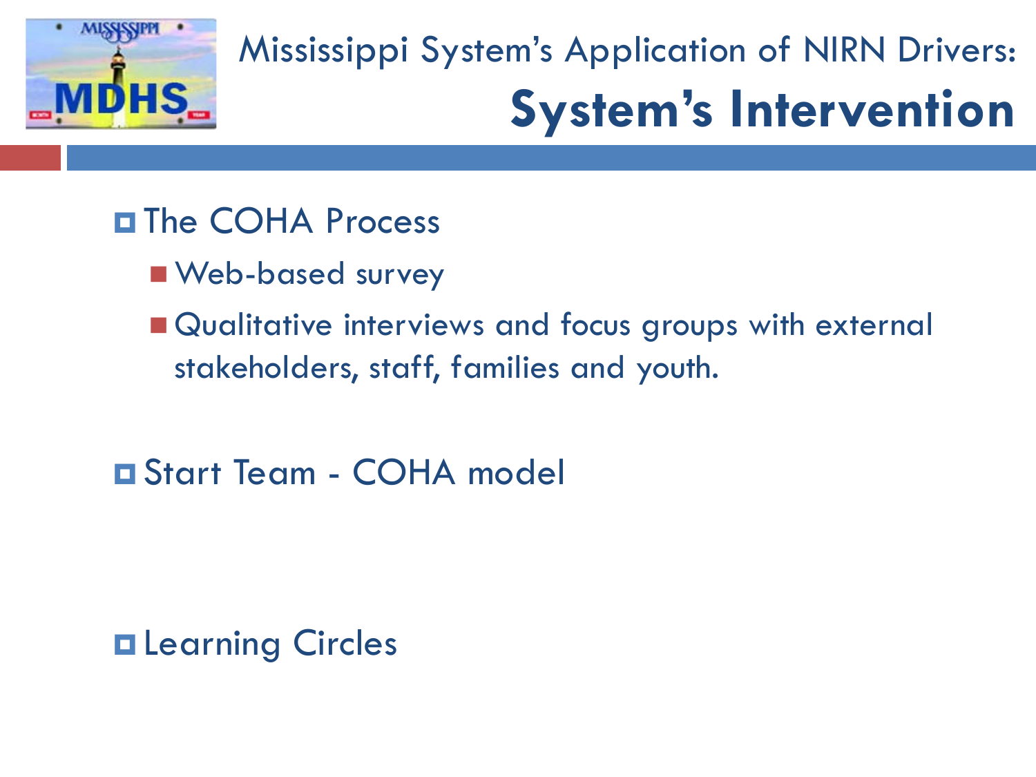# Mississippi System's Application of NIRN Drivers: System's Intervention

- The COHA Process
  - Web-based survey
  - Qualitative interviews and focus groups with external stakeholders, staff, families and youth.
- Start Team - COHA model
- Learning Circles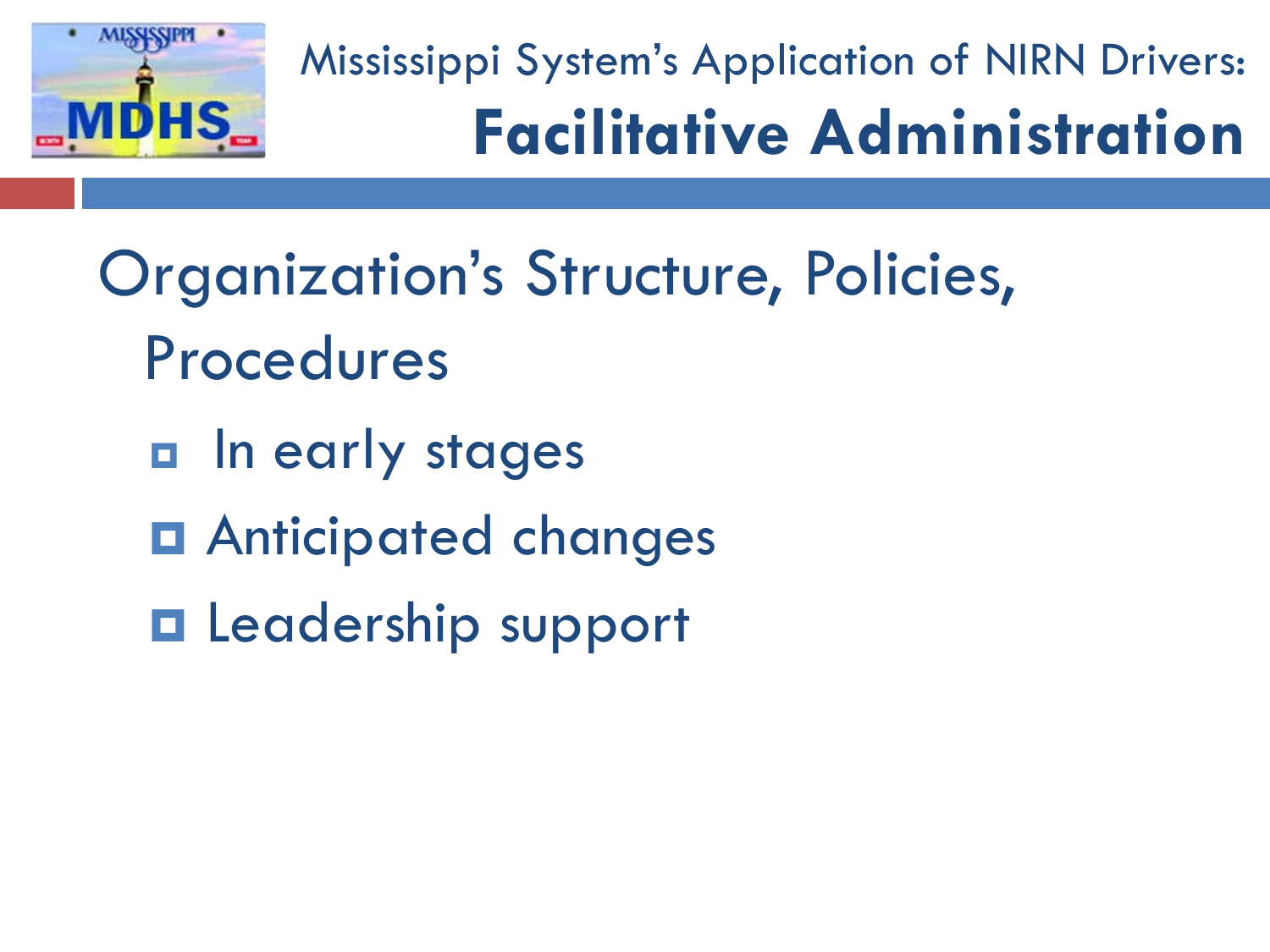# Mississippi System's Application of NIRN Drivers: **Facilitative Administration**

## Organization's Structure, Policies, Procedures

- In early stages
- Anticipated changes
- Leadership support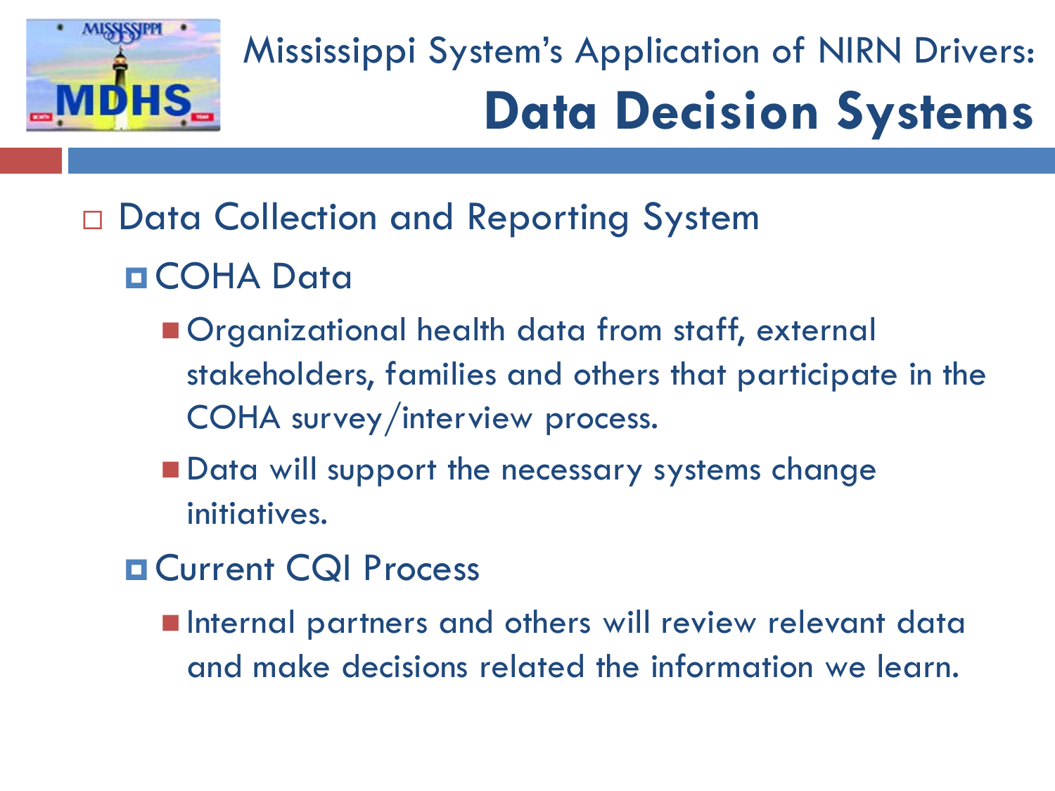# Mississippi System's Application of NIRN Drivers: **Data Decision Systems**

- Data Collection and Reporting System
  - COHA Data
    - Organizational health data from staff, external stakeholders, families and others that participate in the COHA survey/interview process.
    - Data will support the necessary systems change initiatives.
  - Current CQI Process
    - Internal partners and others will review relevant data and make decisions related the information we learn.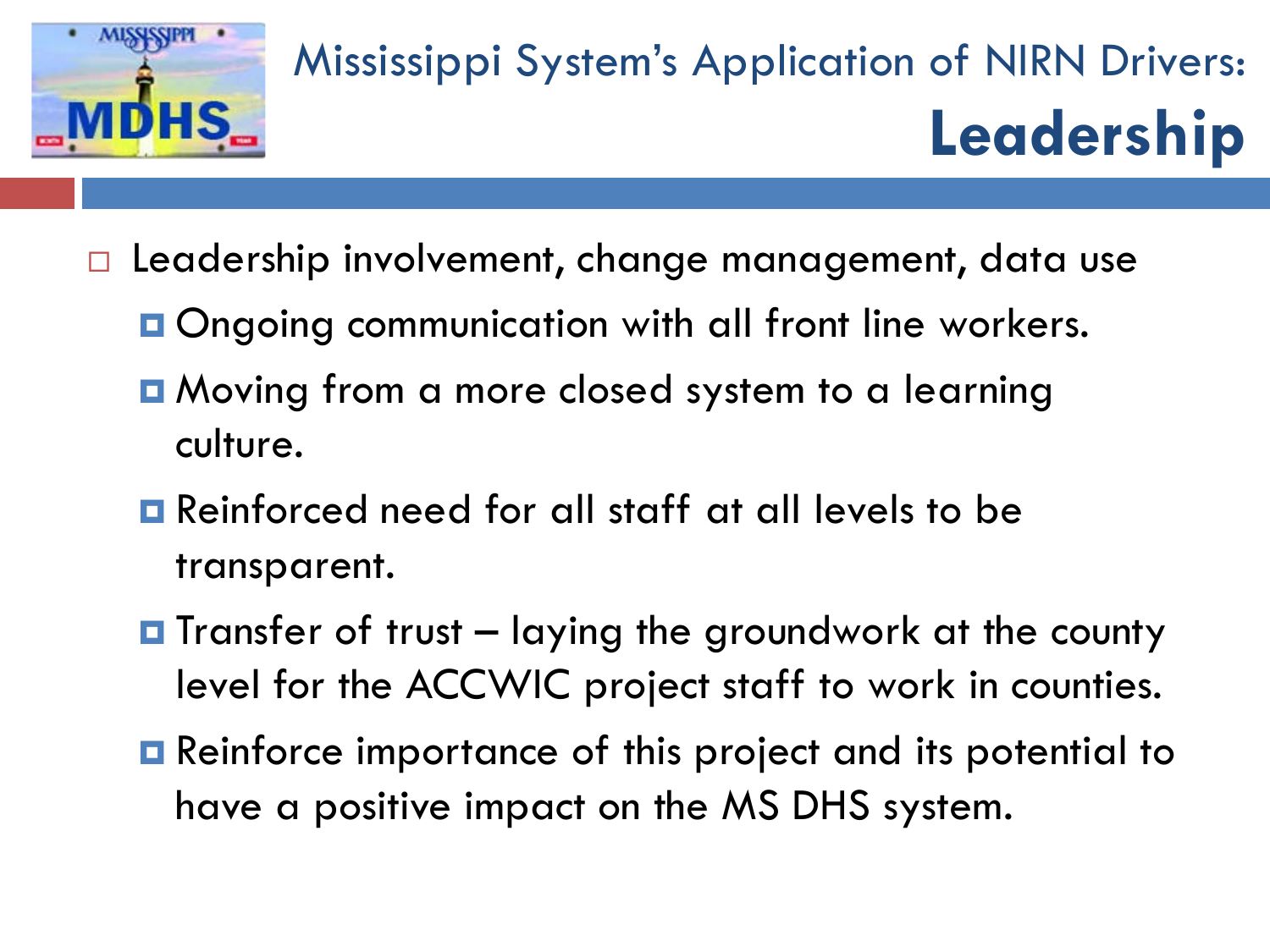# Mississippi System's Application of NIRN Drivers: **Leadership**

- Leadership involvement, change management, data use
  - Ongoing communication with all front line workers.
  - Moving from a more closed system to a learning culture.
  - Reinforced need for all staff at all levels to be transparent.
  - Transfer of trust – laying the groundwork at the county level for the ACCWIC project staff to work in counties.
  - Reinforce importance of this project and its potential to have a positive impact on the MS DHS system.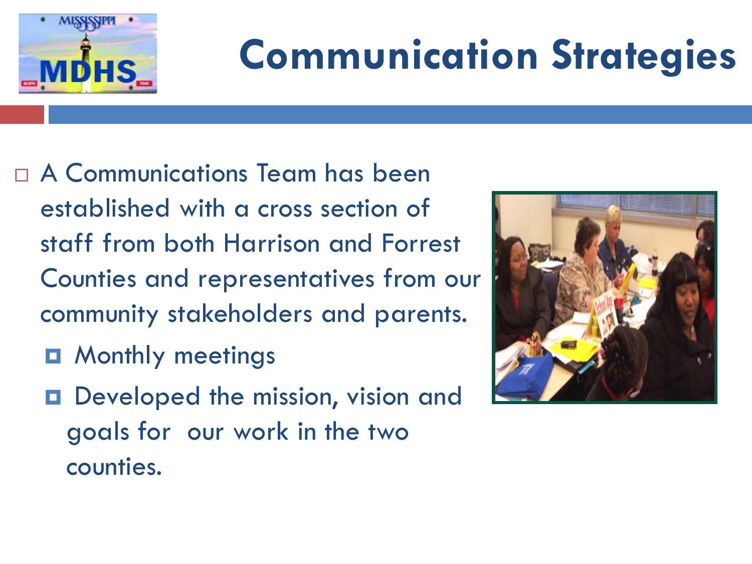# Communication Strategies

- A Communications Team has been established with a cross section of staff from both Harrison and Forrest Counties and representatives from our community stakeholders and parents.
  - Monthly meetings
  - Developed the mission, vision and goals for our work in the two counties.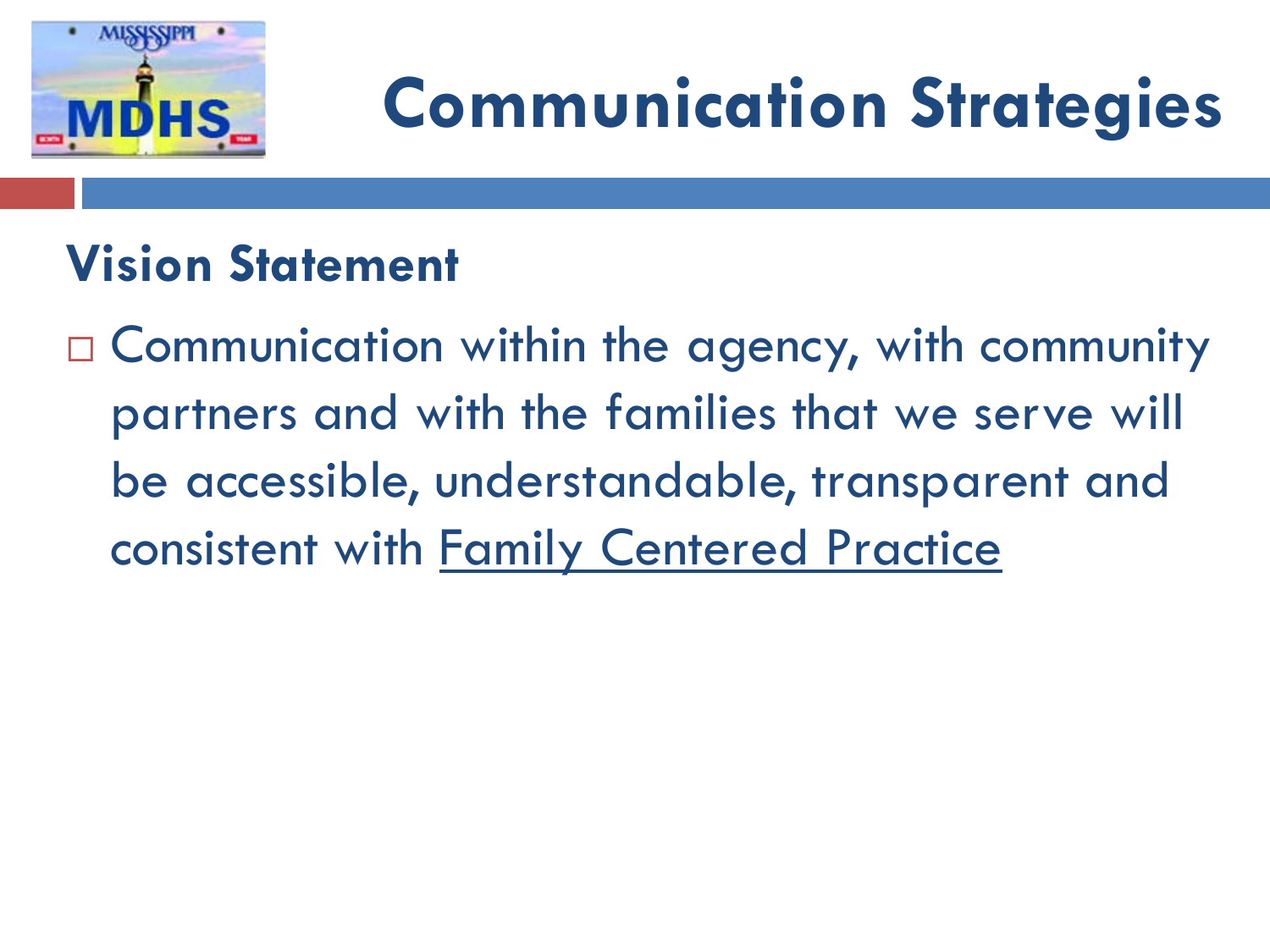# Communication Strategies

## Vision Statement

- Communication within the agency, with community partners and with the families that we serve will be accessible, understandable, transparent and consistent with Family Centered Practice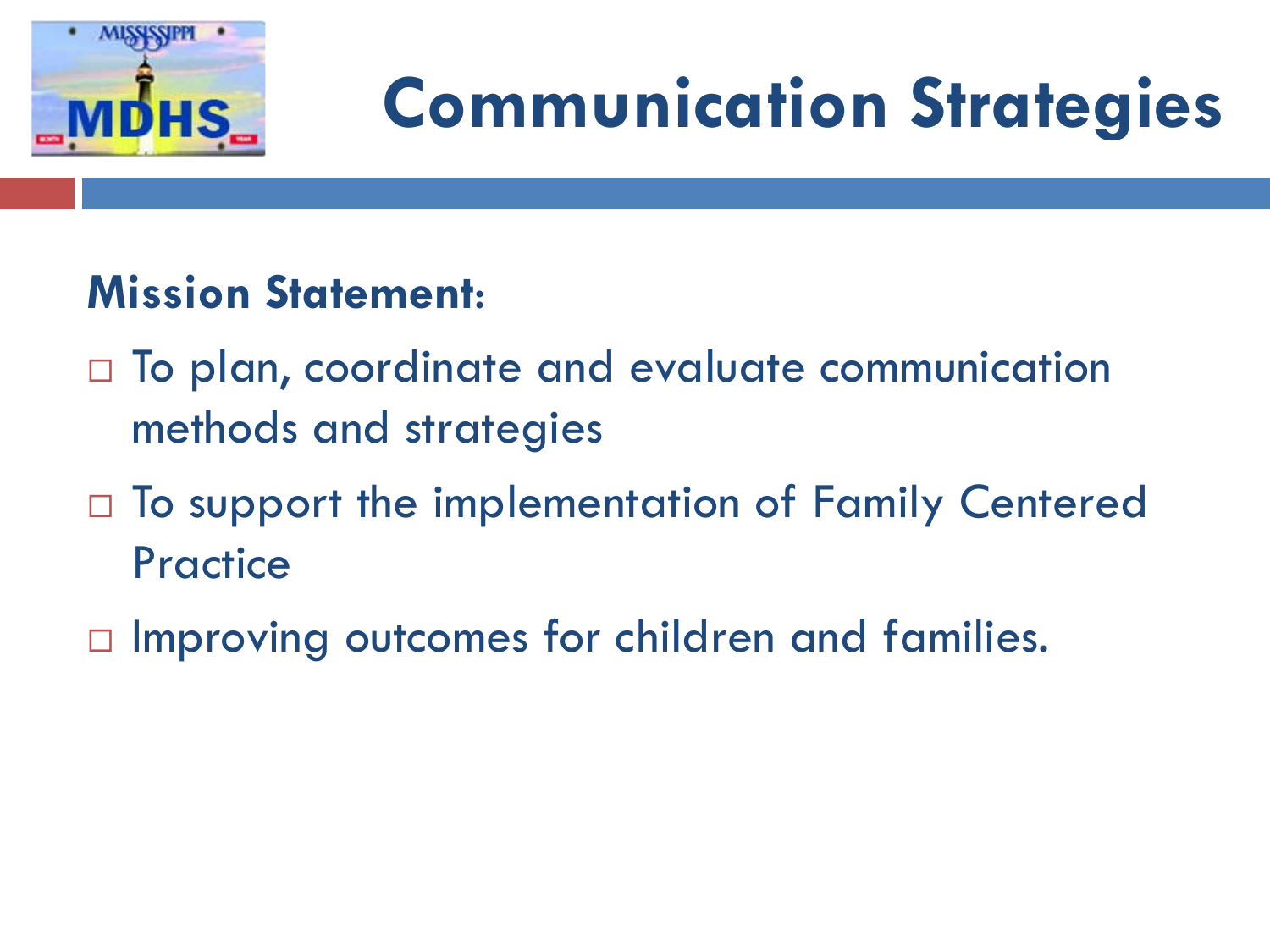# Communication Strategies

**Mission Statement:**

- To plan, coordinate and evaluate communication methods and strategies
- To support the implementation of Family Centered Practice
- Improving outcomes for children and families.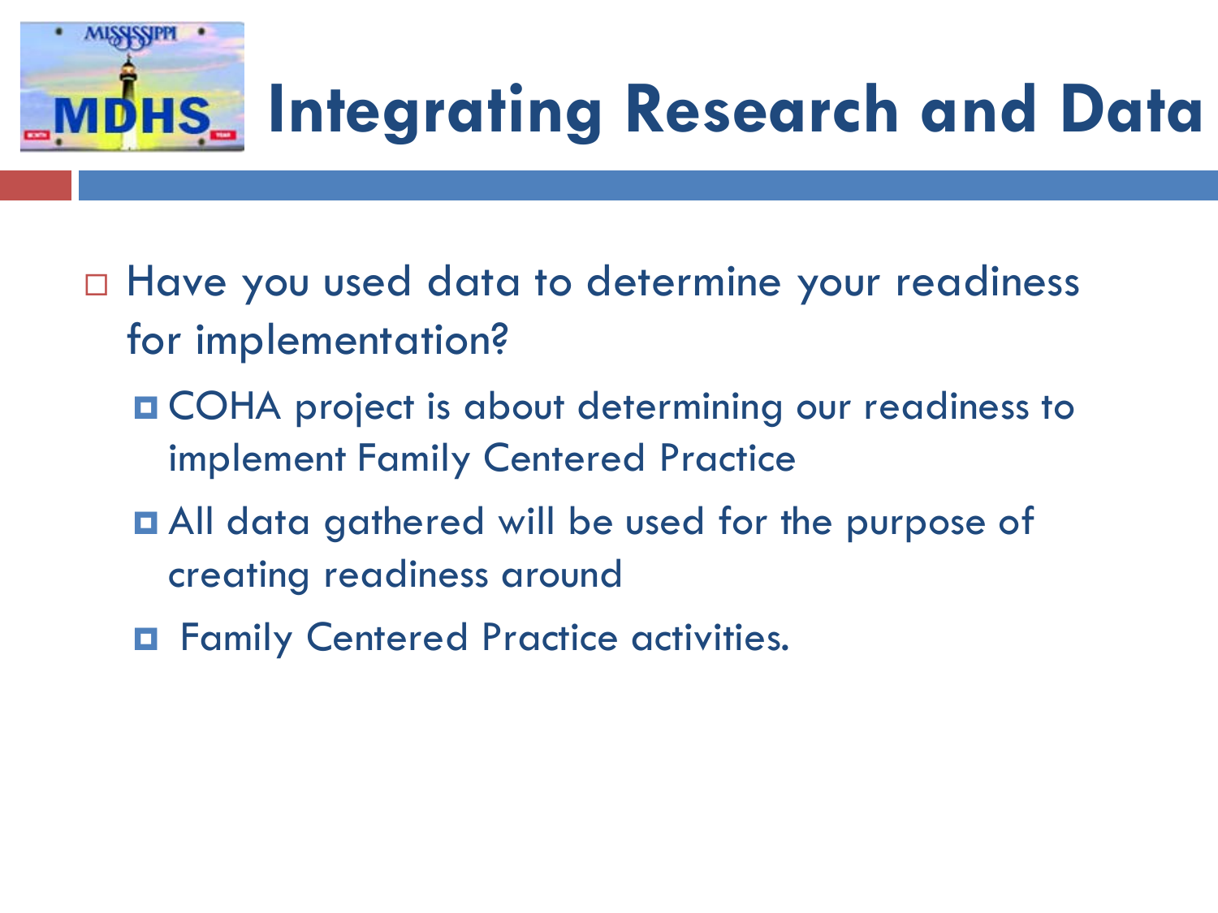# Integrating Research and Data

- Have you used data to determine your readiness for implementation?
  - COHA project is about determining our readiness to implement Family Centered Practice
  - All data gathered will be used for the purpose of creating readiness around
  - Family Centered Practice activities.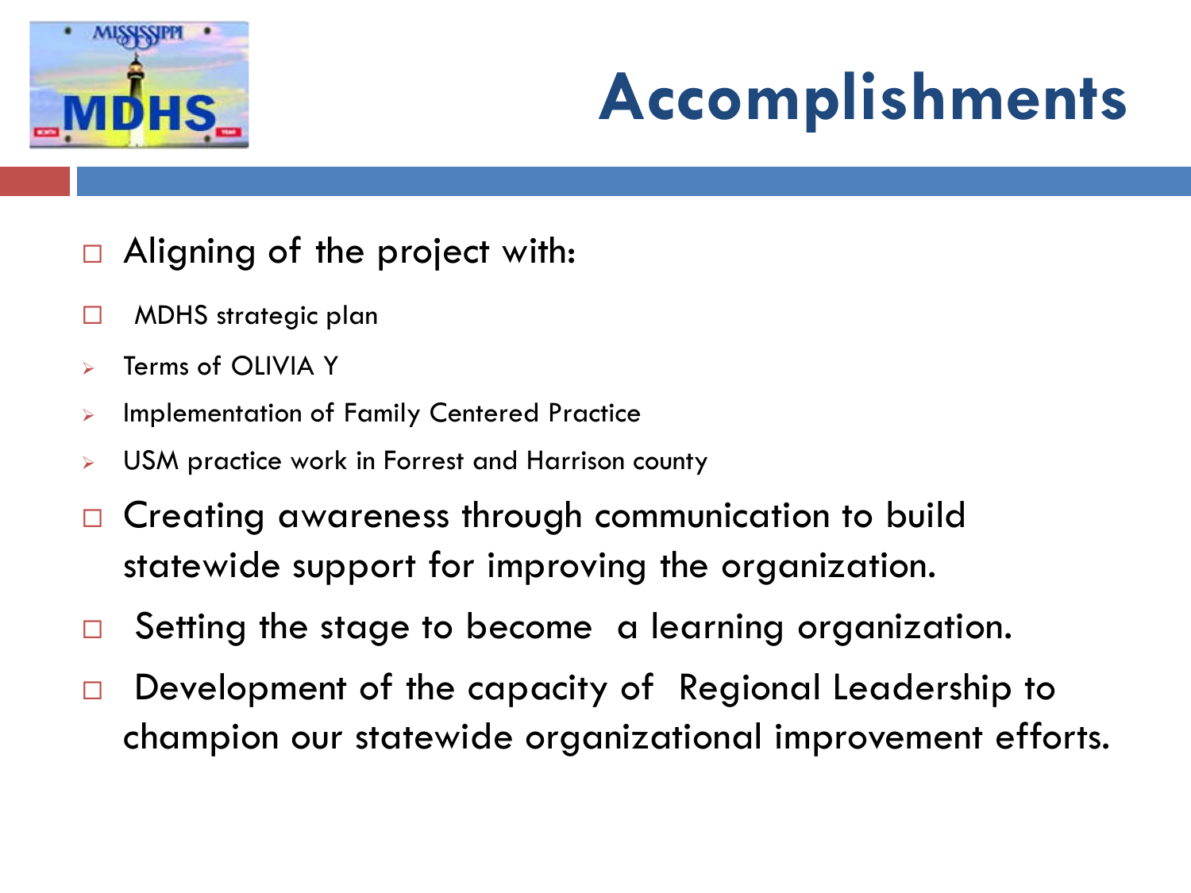# Accomplishments

- Aligning of the project with:
- MDHS strategic plan
  - Terms of OLIVIA Y
  - Implementation of Family Centered Practice
  - USM practice work in Forrest and Harrison county
- Creating awareness through communication to build statewide support for improving the organization.
- Setting the stage to become a learning organization.
- Development of the capacity of Regional Leadership to champion our statewide organizational improvement efforts.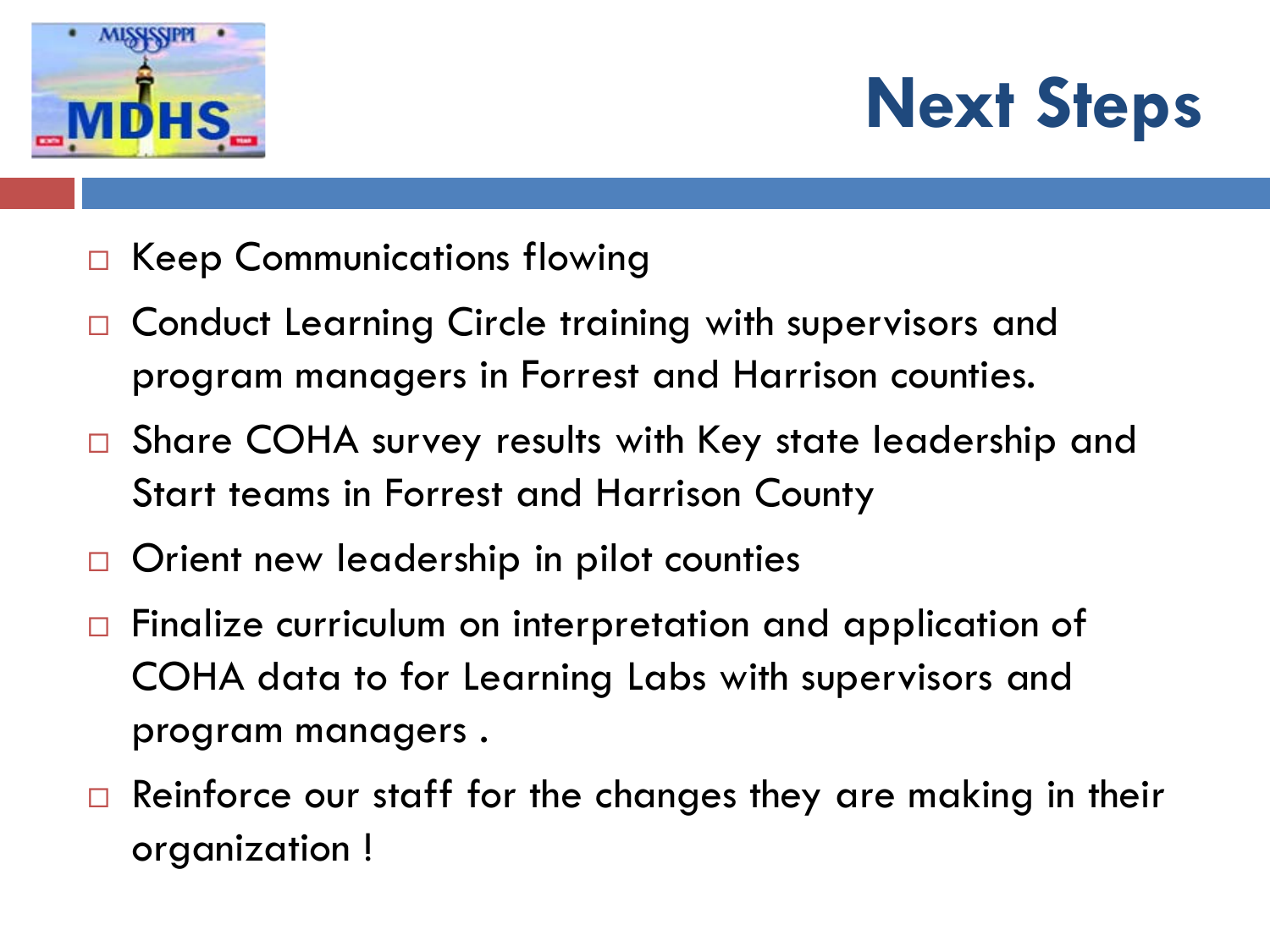# Next Steps

- Keep Communications flowing
- Conduct Learning Circle training with supervisors and program managers in Forrest and Harrison counties.
- Share COHA survey results with Key state leadership and Start teams in Forrest and Harrison County
- Orient new leadership in pilot counties
- Finalize curriculum on interpretation and application of COHA data to for Learning Labs with supervisors and program managers .
- Reinforce our staff for the changes they are making in their organization !